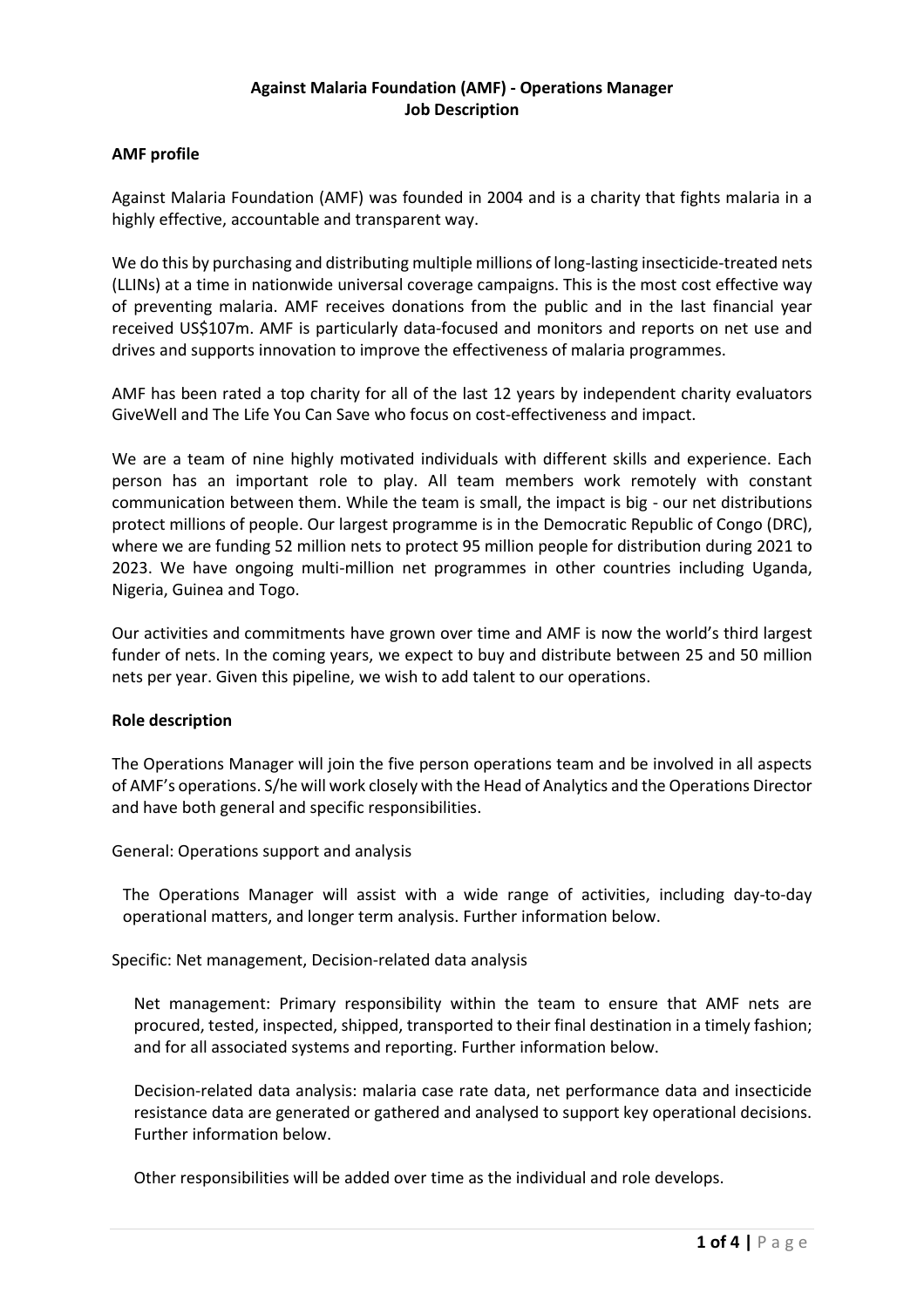# Against Malaria Foundation (AMF) - Operations Manager
# Job Description

## AMF profile

Against Malaria Foundation (AMF) was founded in 2004 and is a charity that fights malaria in a highly effective, accountable and transparent way.

We do this by purchasing and distributing multiple millions of long-lasting insecticide-treated nets (LLINs) at a time in nationwide universal coverage campaigns. This is the most cost effective way of preventing malaria. AMF receives donations from the public and in the last financial year received US$107m. AMF is particularly data-focused and monitors and reports on net use and drives and supports innovation to improve the effectiveness of malaria programmes.

AMF has been rated a top charity for all of the last 12 years by independent charity evaluators GiveWell and The Life You Can Save who focus on cost-effectiveness and impact.

We are a team of nine highly motivated individuals with different skills and experience. Each person has an important role to play. All team members work remotely with constant communication between them. While the team is small, the impact is big - our net distributions protect millions of people. Our largest programme is in the Democratic Republic of Congo (DRC), where we are funding 52 million nets to protect 95 million people for distribution during 2021 to 2023. We have ongoing multi-million net programmes in other countries including Uganda, Nigeria, Guinea and Togo.

Our activities and commitments have grown over time and AMF is now the world's third largest funder of nets. In the coming years, we expect to buy and distribute between 25 and 50 million nets per year. Given this pipeline, we wish to add talent to our operations.

## Role description

The Operations Manager will join the five person operations team and be involved in all aspects of AMF's operations. S/he will work closely with the Head of Analytics and the Operations Director and have both general and specific responsibilities.

General: Operations support and analysis

The Operations Manager will assist with a wide range of activities, including day-to-day operational matters, and longer term analysis. Further information below.

Specific: Net management, Decision-related data analysis

Net management: Primary responsibility within the team to ensure that AMF nets are procured, tested, inspected, shipped, transported to their final destination in a timely fashion; and for all associated systems and reporting. Further information below.

Decision-related data analysis: malaria case rate data, net performance data and insecticide resistance data are generated or gathered and analysed to support key operational decisions. Further information below.

Other responsibilities will be added over time as the individual and role develops.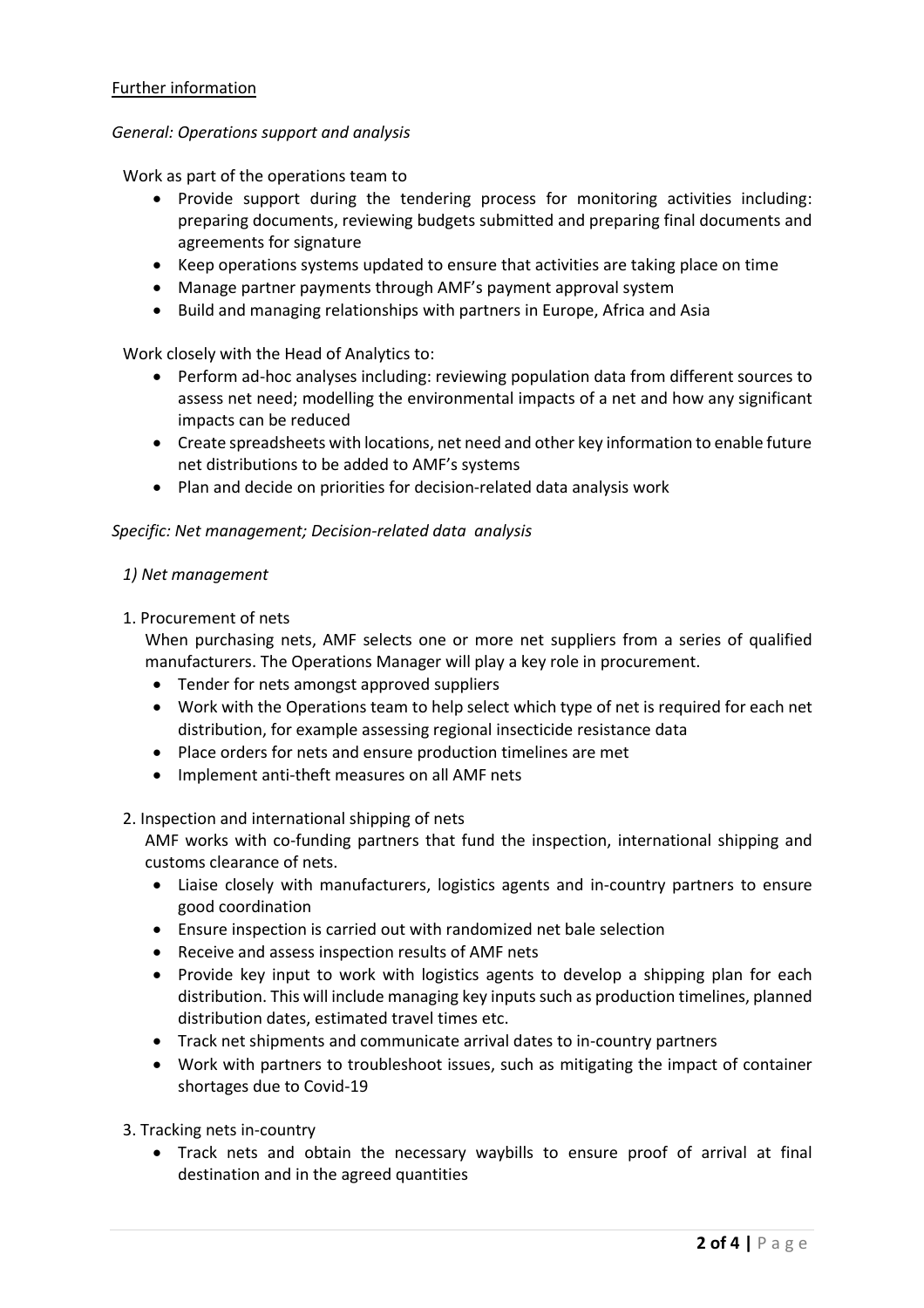## Further information

*General: Operations support and analysis*

Work as part of the operations team to

- Provide support during the tendering process for monitoring activities including: preparing documents, reviewing budgets submitted and preparing final documents and agreements for signature
- Keep operations systems updated to ensure that activities are taking place on time
- Manage partner payments through AMF's payment approval system
- Build and managing relationships with partners in Europe, Africa and Asia

Work closely with the Head of Analytics to:

- Perform ad-hoc analyses including: reviewing population data from different sources to assess net need; modelling the environmental impacts of a net and how any significant impacts can be reduced
- Create spreadsheets with locations, net need and other key information to enable future net distributions to be added to AMF's systems
- Plan and decide on priorities for decision-related data analysis work

*Specific: Net management; Decision-related data analysis*

*1) Net management*

1. Procurement of nets

When purchasing nets, AMF selects one or more net suppliers from a series of qualified manufacturers. The Operations Manager will play a key role in procurement.

- Tender for nets amongst approved suppliers
- Work with the Operations team to help select which type of net is required for each net distribution, for example assessing regional insecticide resistance data
- Place orders for nets and ensure production timelines are met
- Implement anti-theft measures on all AMF nets

2. Inspection and international shipping of nets

AMF works with co-funding partners that fund the inspection, international shipping and customs clearance of nets.

- Liaise closely with manufacturers, logistics agents and in-country partners to ensure good coordination
- Ensure inspection is carried out with randomized net bale selection
- Receive and assess inspection results of AMF nets
- Provide key input to work with logistics agents to develop a shipping plan for each distribution. This will include managing key inputs such as production timelines, planned distribution dates, estimated travel times etc.
- Track net shipments and communicate arrival dates to in-country partners
- Work with partners to troubleshoot issues, such as mitigating the impact of container shortages due to Covid-19

3. Tracking nets in-country

- Track nets and obtain the necessary waybills to ensure proof of arrival at final destination and in the agreed quantities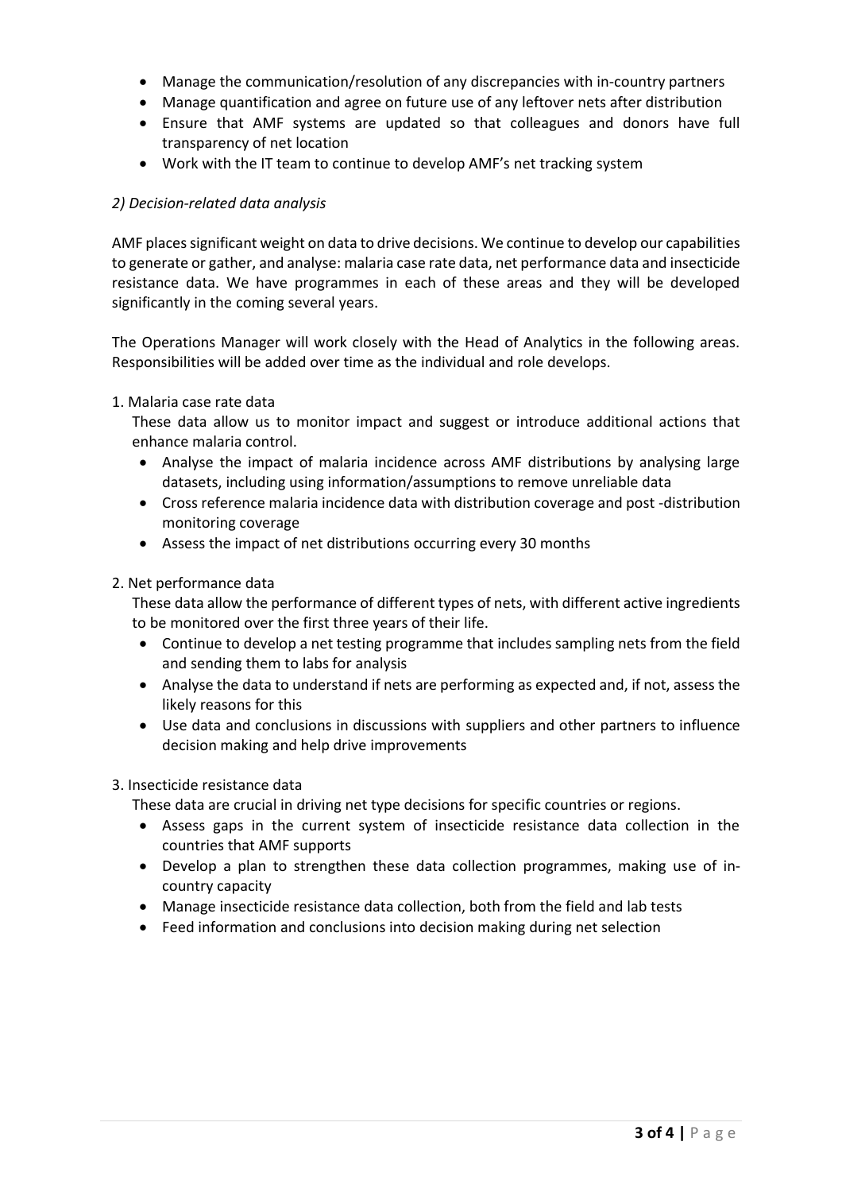- Manage the communication/resolution of any discrepancies with in-country partners
- Manage quantification and agree on future use of any leftover nets after distribution
- Ensure that AMF systems are updated so that colleagues and donors have full transparency of net location
- Work with the IT team to continue to develop AMF's net tracking system

*2) Decision-related data analysis*

AMF places significant weight on data to drive decisions. We continue to develop our capabilities to generate or gather, and analyse: malaria case rate data, net performance data and insecticide resistance data. We have programmes in each of these areas and they will be developed significantly in the coming several years.

The Operations Manager will work closely with the Head of Analytics in the following areas. Responsibilities will be added over time as the individual and role develops.

1. Malaria case rate data

   These data allow us to monitor impact and suggest or introduce additional actions that enhance malaria control.

   - Analyse the impact of malaria incidence across AMF distributions by analysing large datasets, including using information/assumptions to remove unreliable data
   - Cross reference malaria incidence data with distribution coverage and post -distribution monitoring coverage
   - Assess the impact of net distributions occurring every 30 months

2. Net performance data

   These data allow the performance of different types of nets, with different active ingredients to be monitored over the first three years of their life.

   - Continue to develop a net testing programme that includes sampling nets from the field and sending them to labs for analysis
   - Analyse the data to understand if nets are performing as expected and, if not, assess the likely reasons for this
   - Use data and conclusions in discussions with suppliers and other partners to influence decision making and help drive improvements

3. Insecticide resistance data

   These data are crucial in driving net type decisions for specific countries or regions.

   - Assess gaps in the current system of insecticide resistance data collection in the countries that AMF supports
   - Develop a plan to strengthen these data collection programmes, making use of in-country capacity
   - Manage insecticide resistance data collection, both from the field and lab tests
   - Feed information and conclusions into decision making during net selection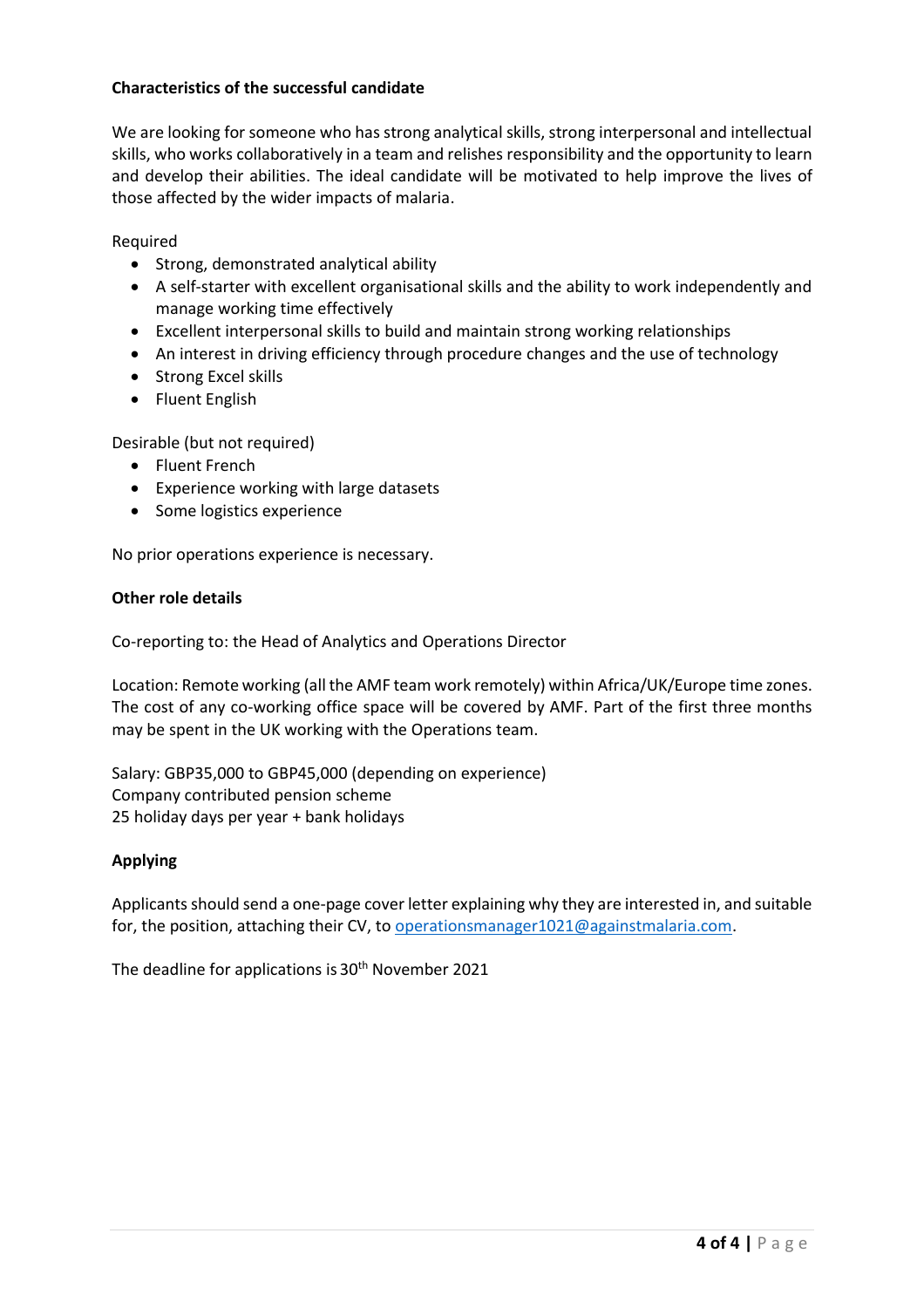**Characteristics of the successful candidate**

We are looking for someone who has strong analytical skills, strong interpersonal and intellectual skills, who works collaboratively in a team and relishes responsibility and the opportunity to learn and develop their abilities. The ideal candidate will be motivated to help improve the lives of those affected by the wider impacts of malaria.

Required

- Strong, demonstrated analytical ability
- A self-starter with excellent organisational skills and the ability to work independently and manage working time effectively
- Excellent interpersonal skills to build and maintain strong working relationships
- An interest in driving efficiency through procedure changes and the use of technology
- Strong Excel skills
- Fluent English

Desirable (but not required)

- Fluent French
- Experience working with large datasets
- Some logistics experience

No prior operations experience is necessary.

**Other role details**

Co-reporting to: the Head of Analytics and Operations Director

Location: Remote working (all the AMF team work remotely) within Africa/UK/Europe time zones. The cost of any co-working office space will be covered by AMF. Part of the first three months may be spent in the UK working with the Operations team.

Salary: GBP35,000 to GBP45,000 (depending on experience)
Company contributed pension scheme
25 holiday days per year + bank holidays

**Applying**

Applicants should send a one-page cover letter explaining why they are interested in, and suitable for, the position, attaching their CV, to operationsmanager1021@againstmalaria.com.

The deadline for applications is 30th November 2021